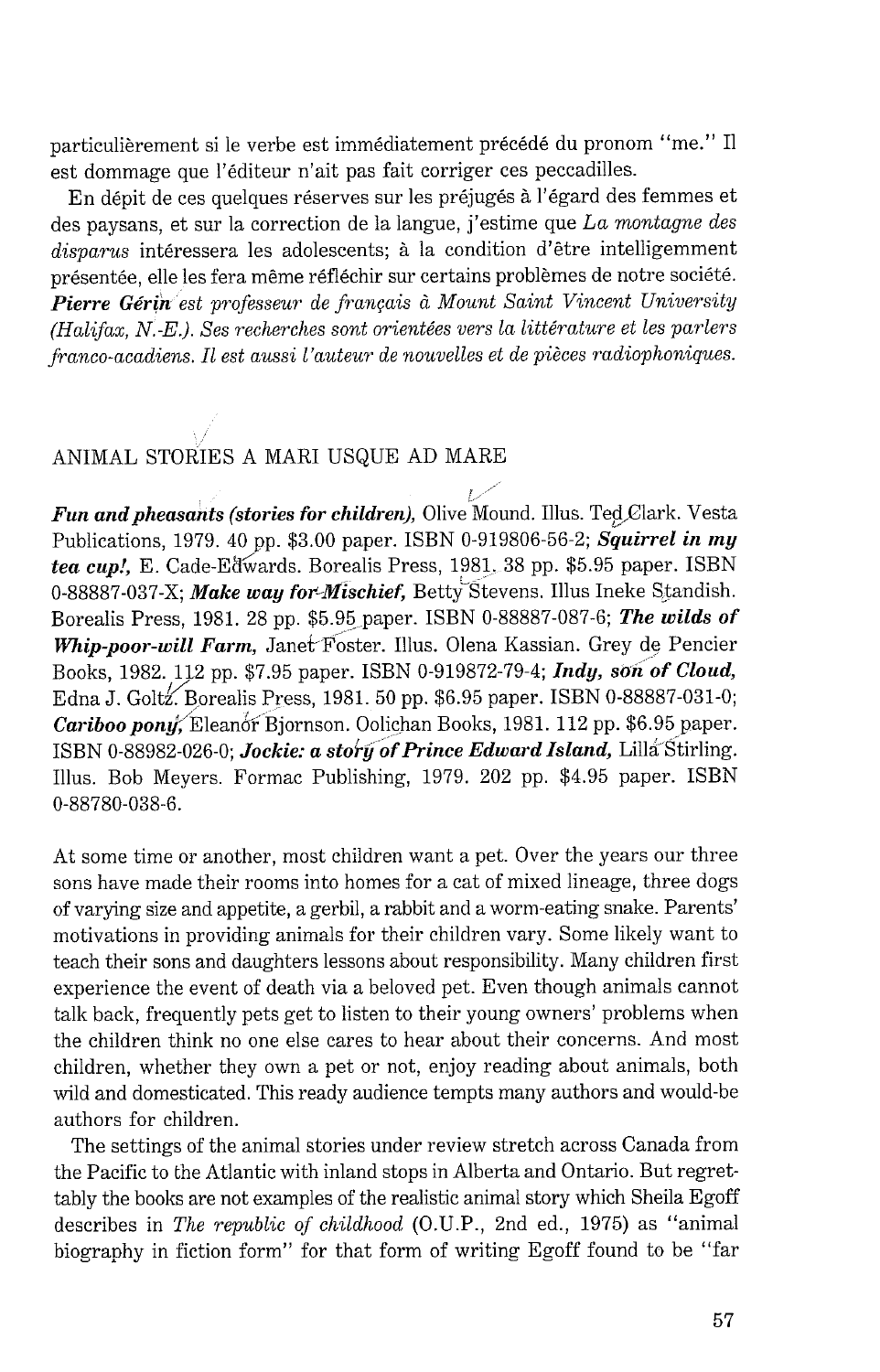particulièrement si le verbe est immédiatement précédé du pronom "me." Il est dommage que l'éditeur n'ait pas fait corriger ces peccadilles.

En dépit de ces quelques réserves sur les préjugés à l'égard des femmes et des paysans, et sur la correction de la langue, j'estime que *La montagne des disparus* intéressera les adolescents; à la condition d'être intelligemment présentée, elle les fera même réfléchir sur certains problèmes de notre société.

***Pierre Gérin** est professeur de français à Mount Saint Vincent University (Halifax, N.-E.). Ses recherches sont orientées vers la littérature et les parlers franco-acadiens. Il est aussi l'auteur de nouvelles et de pièces radiophoniques.*

## ANIMAL STORIES A MARI USQUE AD MARE

***Fun and pheasants (stories for children),*** Olive Mound. Illus. Ted Clark. Vesta Publications, 1979. 40 pp. $3.00 paper. ISBN 0-919806-56-2; ***Squirrel in my tea cup!,*** E. Cade-Edwards. Borealis Press, 1981. 38 pp. $5.95 paper. ISBN 0-88887-037-X; ***Make way for Mischief,*** Betty Stevens. Illus Ineke Standish. Borealis Press, 1981. 28 pp. $5.95 paper. ISBN 0-88887-087-6; ***The wilds of Whip-poor-will Farm,*** Janet Foster. Illus. Olena Kassian. Grey de Pencier Books, 1982. 112 pp. $7.95 paper. ISBN 0-919872-79-4; ***Indy, son of Cloud,*** Edna J. Goltz. Borealis Press, 1981. 50 pp. $6.95 paper. ISBN 0-88887-031-0; ***Cariboo pony,*** Eleanor Bjornson. Oolichan Books, 1981. 112 pp. $6.95 paper. ISBN 0-88982-026-0; ***Jockie: a story of Prince Edward Island,*** Lilla Stirling. Illus. Bob Meyers. Formac Publishing, 1979. 202 pp. $4.95 paper. ISBN 0-88780-038-6.

At some time or another, most children want a pet. Over the years our three sons have made their rooms into homes for a cat of mixed lineage, three dogs of varying size and appetite, a gerbil, a rabbit and a worm-eating snake. Parents' motivations in providing animals for their children vary. Some likely want to teach their sons and daughters lessons about responsibility. Many children first experience the event of death via a beloved pet. Even though animals cannot talk back, frequently pets get to listen to their young owners' problems when the children think no one else cares to hear about their concerns. And most children, whether they own a pet or not, enjoy reading about animals, both wild and domesticated. This ready audience tempts many authors and would-be authors for children.

The settings of the animal stories under review stretch across Canada from the Pacific to the Atlantic with inland stops in Alberta and Ontario. But regrettably the books are not examples of the realistic animal story which Sheila Egoff describes in *The republic of childhood* (O.U.P., 2nd ed., 1975) as "animal biography in fiction form" for that form of writing Egoff found to be "far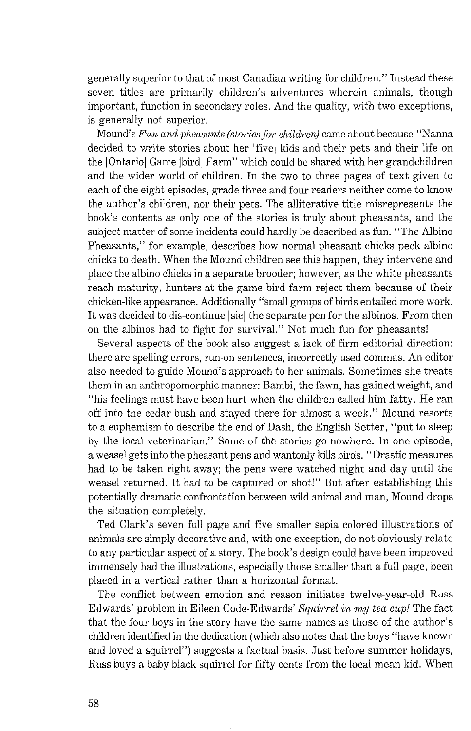generally superior to that of most Canadian writing for children." Instead these seven titles are primarily children's adventures wherein animals, though important, function in secondary roles. And the quality, with two exceptions, is generally not superior.

Mound's *Fun and pheasants (stories for children)* came about because "Nanna decided to write stories about her |five| kids and their pets and their life on the |Ontario| Game |bird| Farm" which could be shared with her grandchildren and the wider world of children. In the two to three pages of text given to each of the eight episodes, grade three and four readers neither come to know the author's children, nor their pets. The alliterative title misrepresents the book's contents as only one of the stories is truly about pheasants, and the subject matter of some incidents could hardly be described as fun. "The Albino Pheasants," for example, describes how normal pheasant chicks peck albino chicks to death. When the Mound children see this happen, they intervene and place the albino chicks in a separate brooder; however, as the white pheasants reach maturity, hunters at the game bird farm reject them because of their chicken-like appearance. Additionally "small groups of birds entailed more work. It was decided to dis-continue |sic| the separate pen for the albinos. From then on the albinos had to fight for survival." Not much fun for pheasants!

Several aspects of the book also suggest a lack of firm editorial direction: there are spelling errors, run-on sentences, incorrectly used commas. An editor also needed to guide Mound's approach to her animals. Sometimes she treats them in an anthropomorphic manner: Bambi, the fawn, has gained weight, and "his feelings must have been hurt when the children called him fatty. He ran off into the cedar bush and stayed there for almost a week." Mound resorts to a euphemism to describe the end of Dash, the English Setter, "put to sleep by the local veterinarian." Some of the stories go nowhere. In one episode, a weasel gets into the pheasant pens and wantonly kills birds. "Drastic measures had to be taken right away; the pens were watched night and day until the weasel returned. It had to be captured or shot!" But after establishing this potentially dramatic confrontation between wild animal and man, Mound drops the situation completely.

Ted Clark's seven full page and five smaller sepia colored illustrations of animals are simply decorative and, with one exception, do not obviously relate to any particular aspect of a story. The book's design could have been improved immensely had the illustrations, especially those smaller than a full page, been placed in a vertical rather than a horizontal format.

The conflict between emotion and reason initiates twelve-year-old Russ Edwards' problem in Eileen Code-Edwards' *Squirrel in my tea cup!* The fact that the four boys in the story have the same names as those of the author's children identified in the dedication (which also notes that the boys "have known and loved a squirrel") suggests a factual basis. Just before summer holidays, Russ buys a baby black squirrel for fifty cents from the local mean kid. When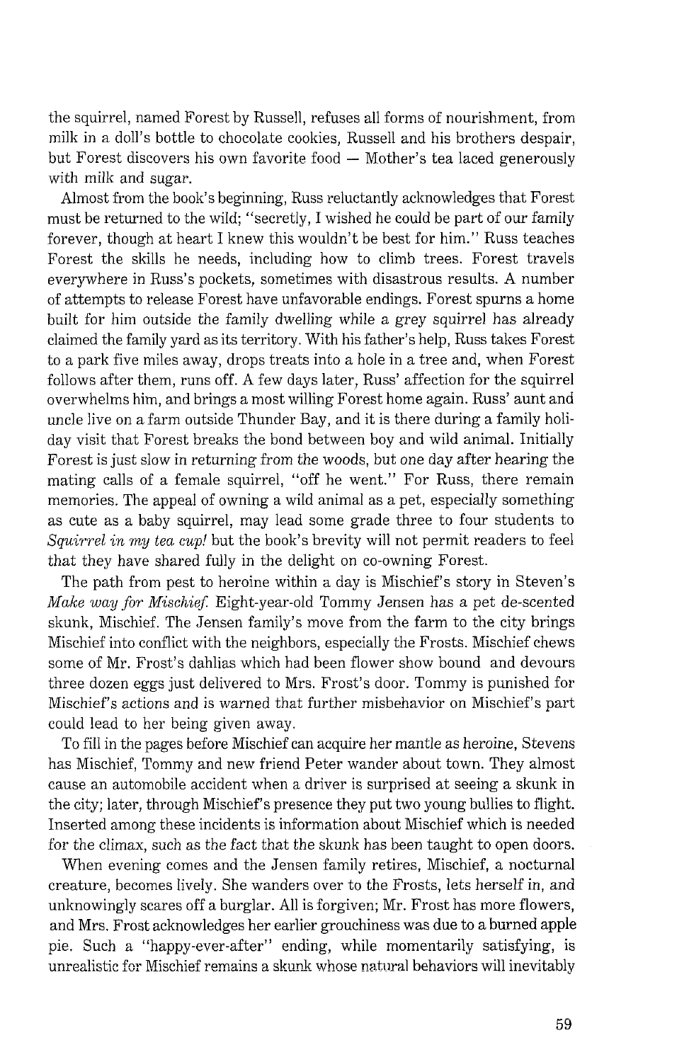the squirrel, named Forest by Russell, refuses all forms of nourishment, from milk in a doll's bottle to chocolate cookies, Russell and his brothers despair, but Forest discovers his own favorite food — Mother's tea laced generously with milk and sugar.

Almost from the book's beginning, Russ reluctantly acknowledges that Forest must be returned to the wild; "secretly, I wished he could be part of our family forever, though at heart I knew this wouldn't be best for him." Russ teaches Forest the skills he needs, including how to climb trees. Forest travels everywhere in Russ's pockets, sometimes with disastrous results. A number of attempts to release Forest have unfavorable endings. Forest spurns a home built for him outside the family dwelling while a grey squirrel has already claimed the family yard as its territory. With his father's help, Russ takes Forest to a park five miles away, drops treats into a hole in a tree and, when Forest follows after them, runs off. A few days later, Russ' affection for the squirrel overwhelms him, and brings a most willing Forest home again. Russ' aunt and uncle live on a farm outside Thunder Bay, and it is there during a family holiday visit that Forest breaks the bond between boy and wild animal. Initially Forest is just slow in returning from the woods, but one day after hearing the mating calls of a female squirrel, "off he went." For Russ, there remain memories. The appeal of owning a wild animal as a pet, especially something as cute as a baby squirrel, may lead some grade three to four students to *Squirrel in my tea cup!* but the book's brevity will not permit readers to feel that they have shared fully in the delight on co-owning Forest.

The path from pest to heroine within a day is Mischief's story in Steven's *Make way for Mischief.* Eight-year-old Tommy Jensen has a pet de-scented skunk, Mischief. The Jensen family's move from the farm to the city brings Mischief into conflict with the neighbors, especially the Frosts. Mischief chews some of Mr. Frost's dahlias which had been flower show bound and devours three dozen eggs just delivered to Mrs. Frost's door. Tommy is punished for Mischief's actions and is warned that further misbehavior on Mischief's part could lead to her being given away.

To fill in the pages before Mischief can acquire her mantle as heroine, Stevens has Mischief, Tommy and new friend Peter wander about town. They almost cause an automobile accident when a driver is surprised at seeing a skunk in the city; later, through Mischief's presence they put two young bullies to flight. Inserted among these incidents is information about Mischief which is needed for the climax, such as the fact that the skunk has been taught to open doors.

When evening comes and the Jensen family retires, Mischief, a nocturnal creature, becomes lively. She wanders over to the Frosts, lets herself in, and unknowingly scares off a burglar. All is forgiven; Mr. Frost has more flowers, and Mrs. Frost acknowledges her earlier grouchiness was due to a burned apple pie. Such a "happy-ever-after" ending, while momentarily satisfying, is unrealistic for Mischief remains a skunk whose natural behaviors will inevitably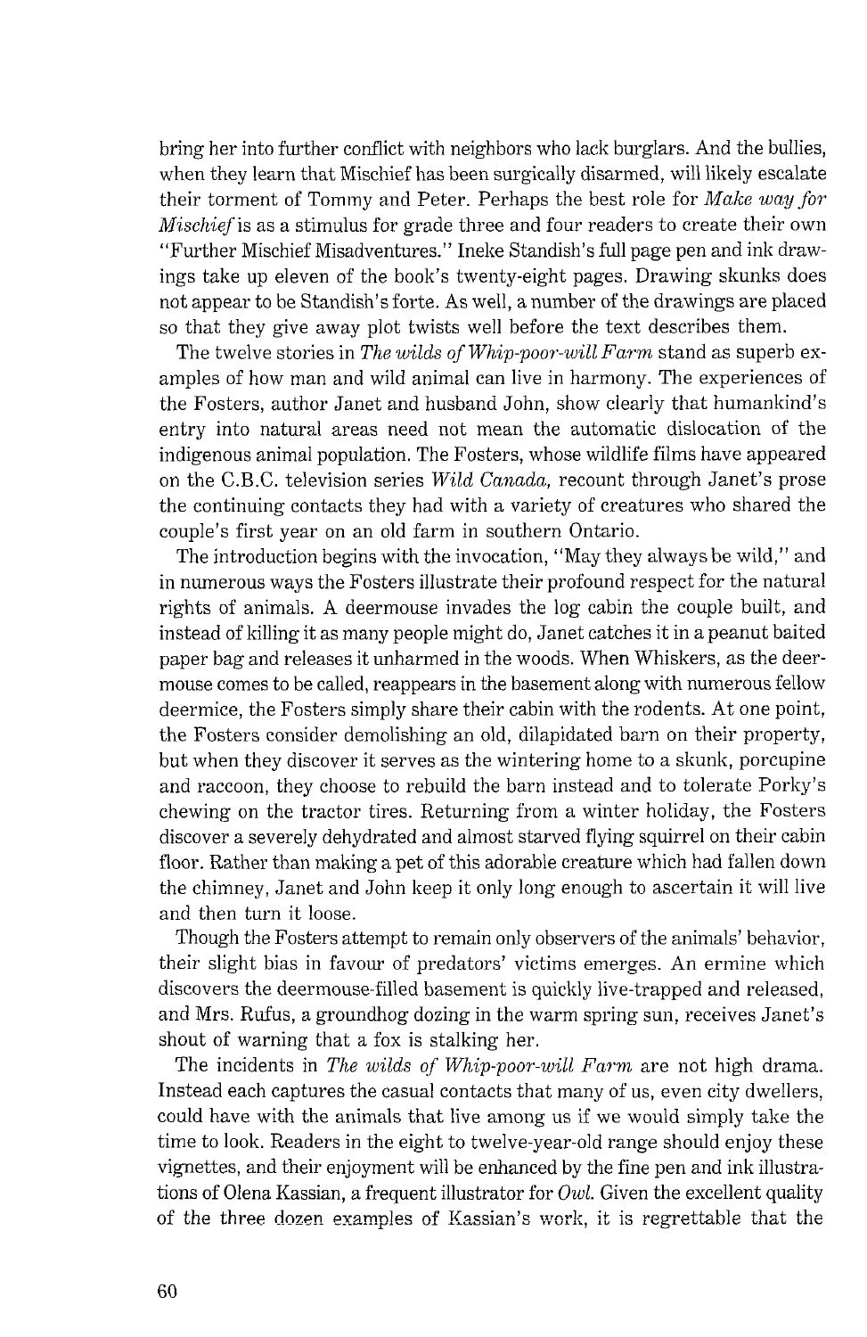bring her into further conflict with neighbors who lack burglars. And the bullies, when they learn that Mischief has been surgically disarmed, will likely escalate their torment of Tommy and Peter. Perhaps the best role for *Make way for Mischief* is as a stimulus for grade three and four readers to create their own "Further Mischief Misadventures." Ineke Standish's full page pen and ink drawings take up eleven of the book's twenty-eight pages. Drawing skunks does not appear to be Standish's forte. As well, a number of the drawings are placed so that they give away plot twists well before the text describes them.

The twelve stories in *The wilds of Whip-poor-will Farm* stand as superb examples of how man and wild animal can live in harmony. The experiences of the Fosters, author Janet and husband John, show clearly that humankind's entry into natural areas need not mean the automatic dislocation of the indigenous animal population. The Fosters, whose wildlife films have appeared on the C.B.C. television series *Wild Canada,* recount through Janet's prose the continuing contacts they had with a variety of creatures who shared the couple's first year on an old farm in southern Ontario.

The introduction begins with the invocation, "May they always be wild," and in numerous ways the Fosters illustrate their profound respect for the natural rights of animals. A deermouse invades the log cabin the couple built, and instead of killing it as many people might do, Janet catches it in a peanut baited paper bag and releases it unharmed in the woods. When Whiskers, as the deermouse comes to be called, reappears in the basement along with numerous fellow deermice, the Fosters simply share their cabin with the rodents. At one point, the Fosters consider demolishing an old, dilapidated barn on their property, but when they discover it serves as the wintering home to a skunk, porcupine and raccoon, they choose to rebuild the barn instead and to tolerate Porky's chewing on the tractor tires. Returning from a winter holiday, the Fosters discover a severely dehydrated and almost starved flying squirrel on their cabin floor. Rather than making a pet of this adorable creature which had fallen down the chimney, Janet and John keep it only long enough to ascertain it will live and then turn it loose.

Though the Fosters attempt to remain only observers of the animals' behavior, their slight bias in favour of predators' victims emerges. An ermine which discovers the deermouse-filled basement is quickly live-trapped and released, and Mrs. Rufus, a groundhog dozing in the warm spring sun, receives Janet's shout of warning that a fox is stalking her.

The incidents in *The wilds of Whip-poor-will Farm* are not high drama. Instead each captures the casual contacts that many of us, even city dwellers, could have with the animals that live among us if we would simply take the time to look. Readers in the eight to twelve-year-old range should enjoy these vignettes, and their enjoyment will be enhanced by the fine pen and ink illustrations of Olena Kassian, a frequent illustrator for *Owl.* Given the excellent quality of the three dozen examples of Kassian's work, it is regrettable that the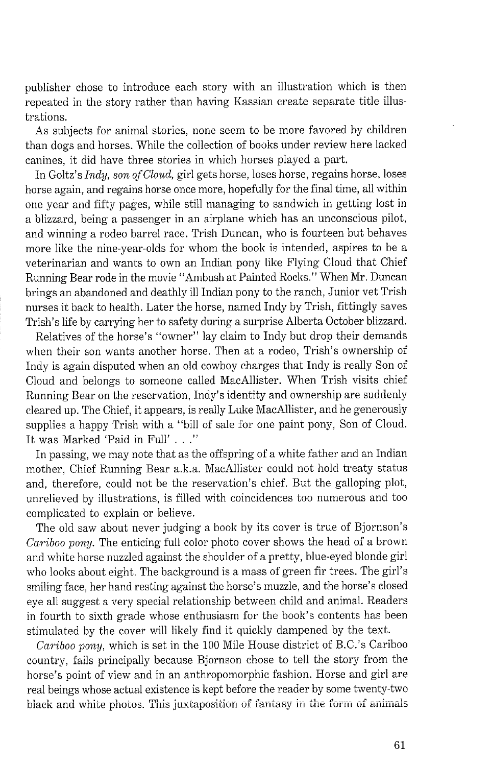publisher chose to introduce each story with an illustration which is then repeated in the story rather than having Kassian create separate title illustrations.

As subjects for animal stories, none seem to be more favored by children than dogs and horses. While the collection of books under review here lacked canines, it did have three stories in which horses played a part.

In Goltz's *Indy, son of Cloud,* girl gets horse, loses horse, regains horse, loses horse again, and regains horse once more, hopefully for the final time, all within one year and fifty pages, while still managing to sandwich in getting lost in a blizzard, being a passenger in an airplane which has an unconscious pilot, and winning a rodeo barrel race. Trish Duncan, who is fourteen but behaves more like the nine-year-olds for whom the book is intended, aspires to be a veterinarian and wants to own an Indian pony like Flying Cloud that Chief Running Bear rode in the movie "Ambush at Painted Rocks." When Mr. Duncan brings an abandoned and deathly ill Indian pony to the ranch, Junior vet Trish nurses it back to health. Later the horse, named Indy by Trish, fittingly saves Trish's life by carrying her to safety during a surprise Alberta October blizzard.

Relatives of the horse's "owner" lay claim to Indy but drop their demands when their son wants another horse. Then at a rodeo, Trish's ownership of Indy is again disputed when an old cowboy charges that Indy is really Son of Cloud and belongs to someone called MacAllister. When Trish visits chief Running Bear on the reservation, Indy's identity and ownership are suddenly cleared up. The Chief, it appears, is really Luke MacAllister, and he generously supplies a happy Trish with a "bill of sale for one paint pony, Son of Cloud. It was Marked 'Paid in Full' . . ."

In passing, we may note that as the offspring of a white father and an Indian mother, Chief Running Bear a.k.a. MacAllister could not hold treaty status and, therefore, could not be the reservation's chief. But the galloping plot, unrelieved by illustrations, is filled with coincidences too numerous and too complicated to explain or believe.

The old saw about never judging a book by its cover is true of Bjornson's *Cariboo pony.* The enticing full color photo cover shows the head of a brown and white horse nuzzled against the shoulder of a pretty, blue-eyed blonde girl who looks about eight. The background is a mass of green fir trees. The girl's smiling face, her hand resting against the horse's muzzle, and the horse's closed eye all suggest a very special relationship between child and animal. Readers in fourth to sixth grade whose enthusiasm for the book's contents has been stimulated by the cover will likely find it quickly dampened by the text.

*Cariboo pony,* which is set in the 100 Mile House district of B.C.'s Cariboo country, fails principally because Bjornson chose to tell the story from the horse's point of view and in an anthropomorphic fashion. Horse and girl are real beings whose actual existence is kept before the reader by some twenty-two black and white photos. This juxtaposition of fantasy in the form of animals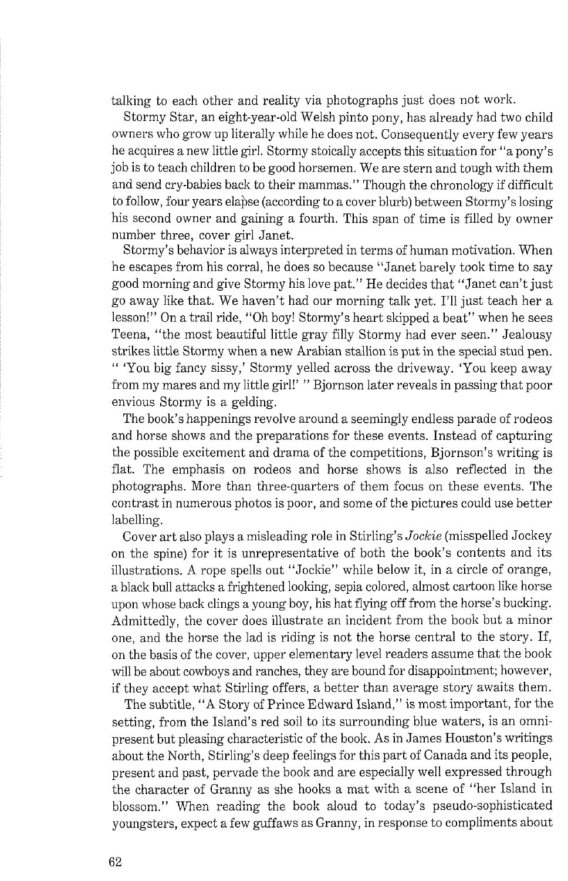talking to each other and reality via photographs just does not work.

Stormy Star, an eight-year-old Welsh pinto pony, has already had two child owners who grow up literally while he does not. Consequently every few years he acquires a new little girl. Stormy stoically accepts this situation for "a pony's job is to teach children to be good horsemen. We are stern and tough with them and send cry-babies back to their mammas." Though the chronology if difficult to follow, four years elapse (according to a cover blurb) between Stormy's losing his second owner and gaining a fourth. This span of time is filled by owner number three, cover girl Janet.

Stormy's behavior is always interpreted in terms of human motivation. When he escapes from his corral, he does so because "Janet barely took time to say good morning and give Stormy his love pat." He decides that "Janet can't just go away like that. We haven't had our morning talk yet. I'll just teach her a lesson!" On a trail ride, "Oh boy! Stormy's heart skipped a beat" when he sees Teena, "the most beautiful little gray filly Stormy had ever seen." Jealousy strikes little Stormy when a new Arabian stallion is put in the special stud pen. " 'You big fancy sissy,' Stormy yelled across the driveway. 'You keep away from my mares and my little girl!' " Bjornson later reveals in passing that poor envious Stormy is a gelding.

The book's happenings revolve around a seemingly endless parade of rodeos and horse shows and the preparations for these events. Instead of capturing the possible excitement and drama of the competitions, Bjornson's writing is flat. The emphasis on rodeos and horse shows is also reflected in the photographs. More than three-quarters of them focus on these events. The contrast in numerous photos is poor, and some of the pictures could use better labelling.

Cover art also plays a misleading role in Stirling's *Jockie* (misspelled Jockey on the spine) for it is unrepresentative of both the book's contents and its illustrations. A rope spells out "Jockie" while below it, in a circle of orange, a black bull attacks a frightened looking, sepia colored, almost cartoon like horse upon whose back clings a young boy, his hat flying off from the horse's bucking. Admittedly, the cover does illustrate an incident from the book but a minor one, and the horse the lad is riding is not the horse central to the story. If, on the basis of the cover, upper elementary level readers assume that the book will be about cowboys and ranches, they are bound for disappointment; however, if they accept what Stirling offers, a better than average story awaits them.

The subtitle, "A Story of Prince Edward Island," is most important, for the setting, from the Island's red soil to its surrounding blue waters, is an omnipresent but pleasing characteristic of the book. As in James Houston's writings about the North, Stirling's deep feelings for this part of Canada and its people, present and past, pervade the book and are especially well expressed through the character of Granny as she hooks a mat with a scene of "her Island in blossom." When reading the book aloud to today's pseudo-sophisticated youngsters, expect a few guffaws as Granny, in response to compliments about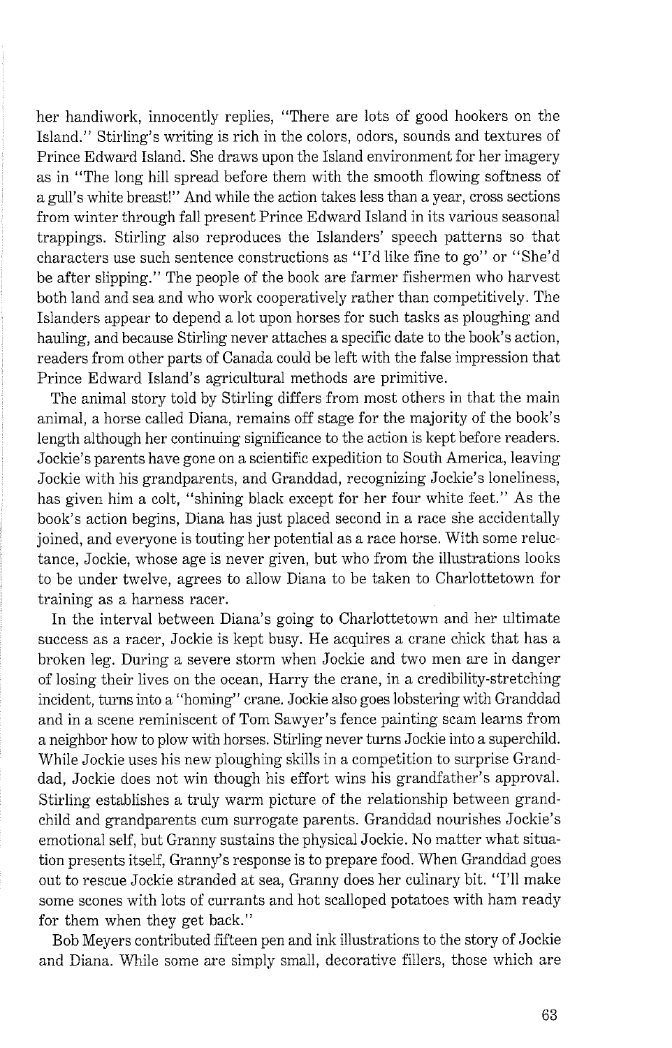her handiwork, innocently replies, "There are lots of good hookers on the Island." Stirling's writing is rich in the colors, odors, sounds and textures of Prince Edward Island. She draws upon the Island environment for her imagery as in "The long hill spread before them with the smooth flowing softness of a gull's white breast!" And while the action takes less than a year, cross sections from winter through fall present Prince Edward Island in its various seasonal trappings. Stirling also reproduces the Islanders' speech patterns so that characters use such sentence constructions as "I'd like fine to go" or "She'd be after slipping." The people of the book are farmer fishermen who harvest both land and sea and who work cooperatively rather than competitively. The Islanders appear to depend a lot upon horses for such tasks as ploughing and hauling, and because Stirling never attaches a specific date to the book's action, readers from other parts of Canada could be left with the false impression that Prince Edward Island's agricultural methods are primitive.

The animal story told by Stirling differs from most others in that the main animal, a horse called Diana, remains off stage for the majority of the book's length although her continuing significance to the action is kept before readers. Jockie's parents have gone on a scientific expedition to South America, leaving Jockie with his grandparents, and Granddad, recognizing Jockie's loneliness, has given him a colt, "shining black except for her four white feet." As the book's action begins, Diana has just placed second in a race she accidentally joined, and everyone is touting her potential as a race horse. With some reluctance, Jockie, whose age is never given, but who from the illustrations looks to be under twelve, agrees to allow Diana to be taken to Charlottetown for training as a harness racer.

In the interval between Diana's going to Charlottetown and her ultimate success as a racer, Jockie is kept busy. He acquires a crane chick that has a broken leg. During a severe storm when Jockie and two men are in danger of losing their lives on the ocean, Harry the crane, in a credibility-stretching incident, turns into a "homing" crane. Jockie also goes lobstering with Granddad and in a scene reminiscent of Tom Sawyer's fence painting scam learns from a neighbor how to plow with horses. Stirling never turns Jockie into a superchild. While Jockie uses his new ploughing skills in a competition to surprise Granddad, Jockie does not win though his effort wins his grandfather's approval. Stirling establishes a truly warm picture of the relationship between grandchild and grandparents cum surrogate parents. Granddad nourishes Jockie's emotional self, but Granny sustains the physical Jockie. No matter what situation presents itself, Granny's response is to prepare food. When Granddad goes out to rescue Jockie stranded at sea, Granny does her culinary bit. "I'll make some scones with lots of currants and hot scalloped potatoes with ham ready for them when they get back."

Bob Meyers contributed fifteen pen and ink illustrations to the story of Jockie and Diana. While some are simply small, decorative fillers, those which are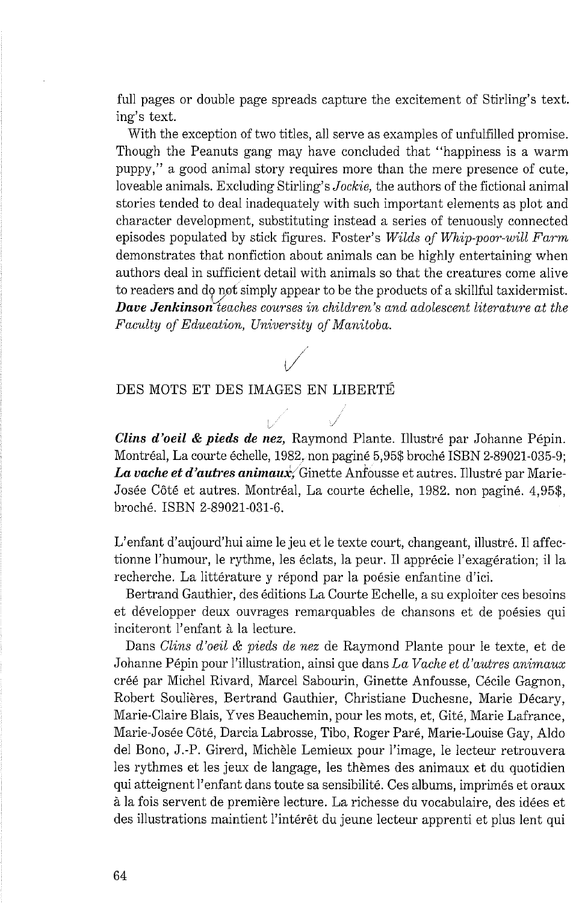full pages or double page spreads capture the excitement of Stirling's text. ing's text.

With the exception of two titles, all serve as examples of unfulfilled promise. Though the Peanuts gang may have concluded that "happiness is a warm puppy," a good animal story requires more than the mere presence of cute, loveable animals. Excluding Stirling's *Jockie,* the authors of the fictional animal stories tended to deal inadequately with such important elements as plot and character development, substituting instead a series of tenuously connected episodes populated by stick figures. Foster's *Wilds of Whip-poor-will Farm* demonstrates that nonfiction about animals can be highly entertaining when authors deal in sufficient detail with animals so that the creatures come alive to readers and do not simply appear to be the products of a skillful taxidermist.

***Dave Jenkinson*** *teaches courses in children's and adolescent literature at the Faculty of Education, University of Manitoba.*

## DES MOTS ET DES IMAGES EN LIBERTÉ

***Clins d'oeil & pieds de nez,*** Raymond Plante. Illustré par Johanne Pépin. Montréal, La courte échelle, 1982, non paginé 5,95$ broché ISBN 2-89021-035-9; ***La vache et d'autres animaux,*** Ginette Anfousse et autres. Illustré par Marie-Josée Côté et autres. Montréal, La courte échelle, 1982. non paginé. 4,95$, broché. ISBN 2-89021-031-6.

L'enfant d'aujourd'hui aime le jeu et le texte court, changeant, illustré. Il affectionne l'humour, le rythme, les éclats, la peur. Il apprécie l'exagération; il la recherche. La littérature y répond par la poésie enfantine d'ici.

Bertrand Gauthier, des éditions La Courte Echelle, a su exploiter ces besoins et développer deux ouvrages remarquables de chansons et de poésies qui inciteront l'enfant à la lecture.

Dans *Clins d'oeil & pieds de nez* de Raymond Plante pour le texte, et de Johanne Pépin pour l'illustration, ainsi que dans *La Vache et d'autres animaux* créé par Michel Rivard, Marcel Sabourin, Ginette Anfousse, Cécile Gagnon, Robert Soulières, Bertrand Gauthier, Christiane Duchesne, Marie Décary, Marie-Claire Blais, Yves Beauchemin, pour les mots, et, Gité, Marie Lafrance, Marie-Josée Côté, Darcia Labrosse, Tibo, Roger Paré, Marie-Louise Gay, Aldo del Bono, J.-P. Girerd, Michèle Lemieux pour l'image, le lecteur retrouvera les rythmes et les jeux de langage, les thèmes des animaux et du quotidien qui atteignent l'enfant dans toute sa sensibilité. Ces albums, imprimés et oraux à la fois servent de première lecture. La richesse du vocabulaire, des idées et des illustrations maintient l'intérêt du jeune lecteur apprenti et plus lent qui